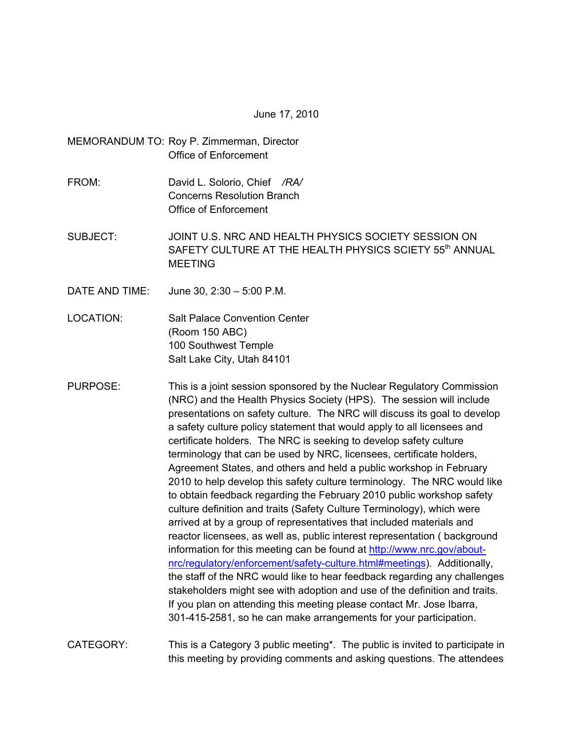June 17, 2010

MEMORANDUM TO: Roy P. Zimmerman, Director
Office of Enforcement

FROM: David L. Solorio, Chief /RA/
Concerns Resolution Branch
Office of Enforcement

SUBJECT: JOINT U.S. NRC AND HEALTH PHYSICS SOCIETY SESSION ON SAFETY CULTURE AT THE HEALTH PHYSICS SCIETY 55th ANNUAL MEETING

DATE AND TIME: June 30, 2:30 – 5:00 P.M.

LOCATION: Salt Palace Convention Center
(Room 150 ABC)
100 Southwest Temple
Salt Lake City, Utah 84101

PURPOSE: This is a joint session sponsored by the Nuclear Regulatory Commission (NRC) and the Health Physics Society (HPS). The session will include presentations on safety culture. The NRC will discuss its goal to develop a safety culture policy statement that would apply to all licensees and certificate holders. The NRC is seeking to develop safety culture terminology that can be used by NRC, licensees, certificate holders, Agreement States, and others and held a public workshop in February 2010 to help develop this safety culture terminology. The NRC would like to obtain feedback regarding the February 2010 public workshop safety culture definition and traits (Safety Culture Terminology), which were arrived at by a group of representatives that included materials and reactor licensees, as well as, public interest representation ( background information for this meeting can be found at http://www.nrc.gov/about-nrc/regulatory/enforcement/safety-culture.html#meetings). Additionally, the staff of the NRC would like to hear feedback regarding any challenges stakeholders might see with adoption and use of the definition and traits. If you plan on attending this meeting please contact Mr. Jose Ibarra, 301-415-2581, so he can make arrangements for your participation.

CATEGORY: This is a Category 3 public meeting*. The public is invited to participate in this meeting by providing comments and asking questions. The attendees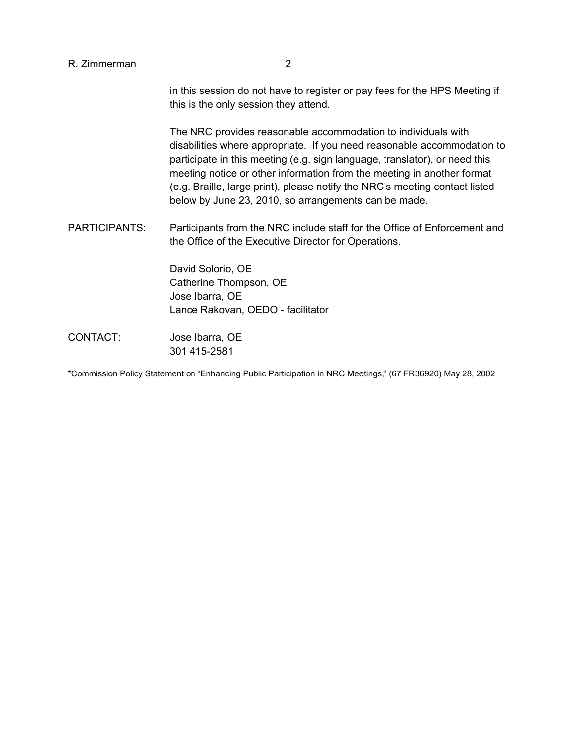in this session do not have to register or pay fees for the HPS Meeting if this is the only session they attend.

The NRC provides reasonable accommodation to individuals with disabilities where appropriate. If you need reasonable accommodation to participate in this meeting (e.g. sign language, translator), or need this meeting notice or other information from the meeting in another format (e.g. Braille, large print), please notify the NRC's meeting contact listed below by June 23, 2010, so arrangements can be made.

PARTICIPANTS: Participants from the NRC include staff for the Office of Enforcement and the Office of the Executive Director for Operations.

David Solorio, OE
Catherine Thompson, OE
Jose Ibarra, OE
Lance Rakovan, OEDO - facilitator

CONTACT: Jose Ibarra, OE
301 415-2581

*Commission Policy Statement on "Enhancing Public Participation in NRC Meetings," (67 FR36920) May 28, 2002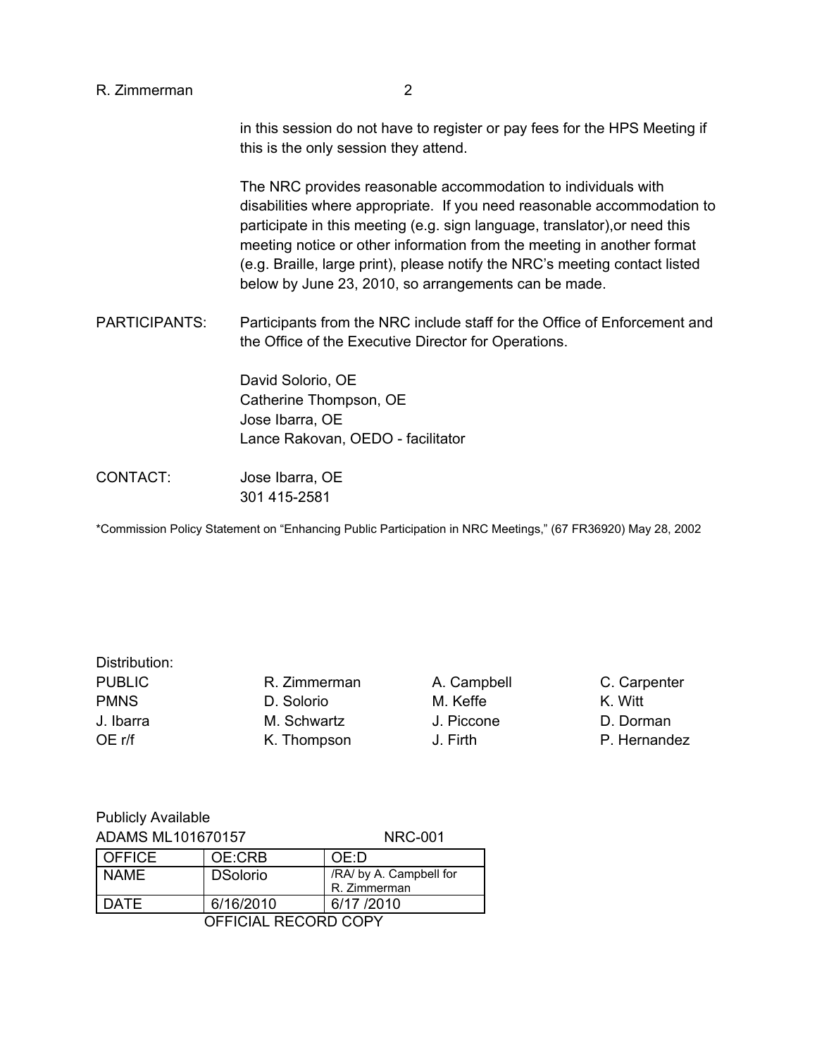in this session do not have to register or pay fees for the HPS Meeting if this is the only session they attend.

The NRC provides reasonable accommodation to individuals with disabilities where appropriate. If you need reasonable accommodation to participate in this meeting (e.g. sign language, translator),or need this meeting notice or other information from the meeting in another format (e.g. Braille, large print), please notify the NRC's meeting contact listed below by June 23, 2010, so arrangements can be made.

PARTICIPANTS: Participants from the NRC include staff for the Office of Enforcement and the Office of the Executive Director for Operations.

David Solorio, OE
Catherine Thompson, OE
Jose Ibarra, OE
Lance Rakovan, OEDO - facilitator

CONTACT: Jose Ibarra, OE
301 415-2581

*Commission Policy Statement on "Enhancing Public Participation in NRC Meetings," (67 FR36920) May 28, 2002

Distribution:

| | | | |
|---|---|---|---|
| PUBLIC | R. Zimmerman | A. Campbell | C. Carpenter |
| PMNS | D. Solorio | M. Keffe | K. Witt |
| J. Ibarra | M. Schwartz | J. Piccone | D. Dorman |
| OE r/f | K. Thompson | J. Firth | P. Hernandez |

Publicly Available
ADAMS ML101670157 NRC-001

| OFFICE | OE:CRB | OE:D |
|---|---|---|
| NAME | DSolorio | /RA/ by A. Campbell for R. Zimmerman |
| DATE | 6/16/2010 | 6/17 /2010 |

OFFICIAL RECORD COPY